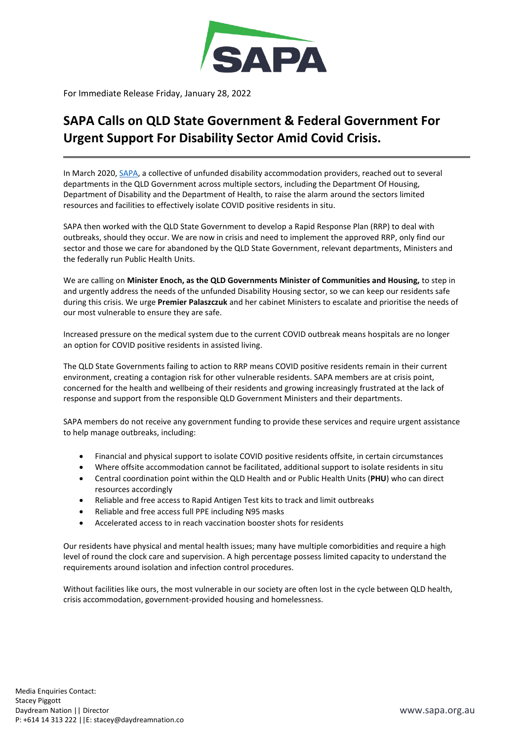For Immediate Release Friday, January 28, 2022

# SAPA Calls on QLD State Government & Federal Government For Urgent Support For Disability Sector Amid Covid Crisis.

In March 2020, SAPA, a collective of unfunded disability accommodation providers, reached out to several departments in the QLD Government across multiple sectors, including the Department Of Housing, Department of Disability and the Department of Health, to raise the alarm around the sectors limited resources and facilities to effectively isolate COVID positive residents in situ.

SAPA then worked with the QLD State Government to develop a Rapid Response Plan (RRP) to deal with outbreaks, should they occur. We are now in crisis and need to implement the approved RRP, only find our sector and those we care for abandoned by the QLD State Government, relevant departments, Ministers and the federally run Public Health Units.

We are calling on **Minister Enoch, as the QLD Governments Minister of Communities and Housing,** to step in and urgently address the needs of the unfunded Disability Housing sector, so we can keep our residents safe during this crisis. We urge **Premier Palaszczuk** and her cabinet Ministers to escalate and prioritise the needs of our most vulnerable to ensure they are safe.

Increased pressure on the medical system due to the current COVID outbreak means hospitals are no longer an option for COVID positive residents in assisted living.

The QLD State Governments failing to action to RRP means COVID positive residents remain in their current environment, creating a contagion risk for other vulnerable residents. SAPA members are at crisis point, concerned for the health and wellbeing of their residents and growing increasingly frustrated at the lack of response and support from the responsible QLD Government Ministers and their departments.

SAPA members do not receive any government funding to provide these services and require urgent assistance to help manage outbreaks, including:

- Financial and physical support to isolate COVID positive residents offsite, in certain circumstances
- Where offsite accommodation cannot be facilitated, additional support to isolate residents in situ
- Central coordination point within the QLD Health and or Public Health Units (**PHU**) who can direct resources accordingly
- Reliable and free access to Rapid Antigen Test kits to track and limit outbreaks
- Reliable and free access full PPE including N95 masks
- Accelerated access to in reach vaccination booster shots for residents

Our residents have physical and mental health issues; many have multiple comorbidities and require a high level of round the clock care and supervision. A high percentage possess limited capacity to understand the requirements around isolation and infection control procedures.

Without facilities like ours, the most vulnerable in our society are often lost in the cycle between QLD health, crisis accommodation, government-provided housing and homelessness.

Media Enquiries Contact:
Stacey Piggott
Daydream Nation || Director
P: +614 14 313 222 ||E: stacey@daydreamnation.co

www.sapa.org.au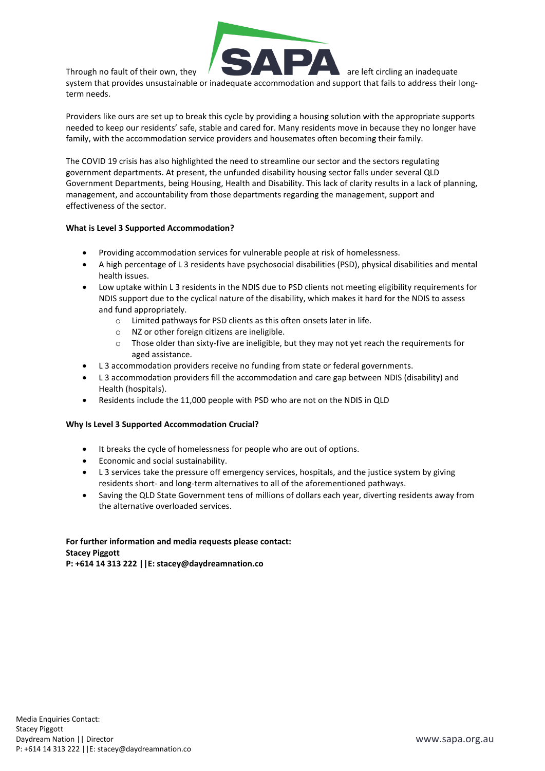Through no fault of their own, they are left circling an inadequate system that provides unsustainable or inadequate accommodation and support that fails to address their long-term needs.

Providers like ours are set up to break this cycle by providing a housing solution with the appropriate supports needed to keep our residents' safe, stable and cared for. Many residents move in because they no longer have family, with the accommodation service providers and housemates often becoming their family.

The COVID 19 crisis has also highlighted the need to streamline our sector and the sectors regulating government departments. At present, the unfunded disability housing sector falls under several QLD Government Departments, being Housing, Health and Disability. This lack of clarity results in a lack of planning, management, and accountability from those departments regarding the management, support and effectiveness of the sector.

**What is Level 3 Supported Accommodation?**

- Providing accommodation services for vulnerable people at risk of homelessness.
- A high percentage of L 3 residents have psychosocial disabilities (PSD), physical disabilities and mental health issues.
- Low uptake within L 3 residents in the NDIS due to PSD clients not meeting eligibility requirements for NDIS support due to the cyclical nature of the disability, which makes it hard for the NDIS to assess and fund appropriately.
  - Limited pathways for PSD clients as this often onsets later in life.
  - NZ or other foreign citizens are ineligible.
  - Those older than sixty-five are ineligible, but they may not yet reach the requirements for aged assistance.
- L 3 accommodation providers receive no funding from state or federal governments.
- L 3 accommodation providers fill the accommodation and care gap between NDIS (disability) and Health (hospitals).
- Residents include the 11,000 people with PSD who are not on the NDIS in QLD

**Why Is Level 3 Supported Accommodation Crucial?**

- It breaks the cycle of homelessness for people who are out of options.
- Economic and social sustainability.
- L 3 services take the pressure off emergency services, hospitals, and the justice system by giving residents short- and long-term alternatives to all of the aforementioned pathways.
- Saving the QLD State Government tens of millions of dollars each year, diverting residents away from the alternative overloaded services.

**For further information and media requests please contact:**
**Stacey Piggott**
**P: +614 14 313 222 ||E: stacey@daydreamnation.co**

Media Enquiries Contact:
Stacey Piggott
Daydream Nation || Director
P: +614 14 313 222 ||E: stacey@daydreamnation.co

www.sapa.org.au